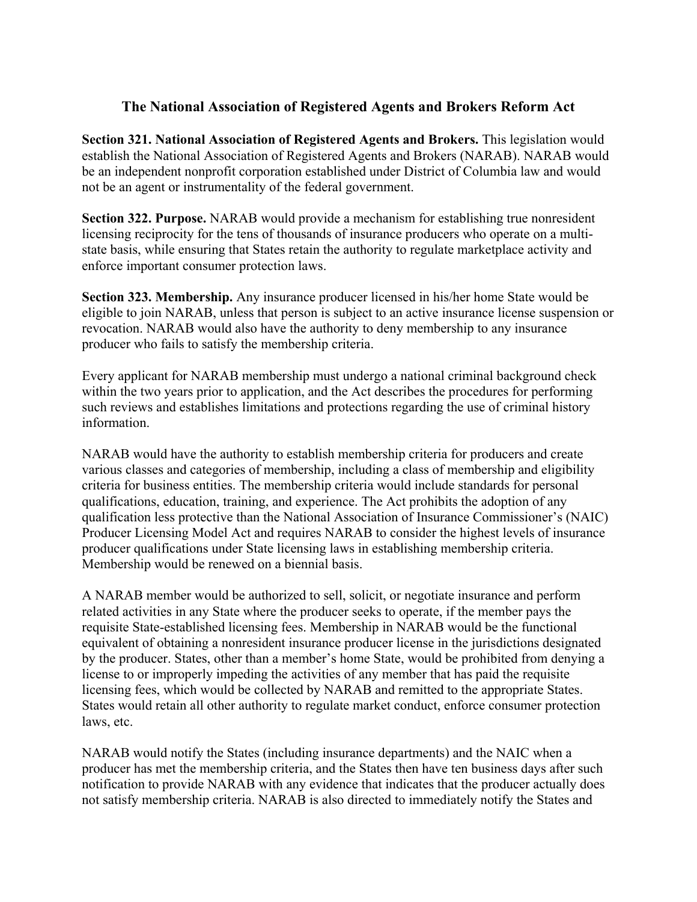# The National Association of Registered Agents and Brokers Reform Act

**Section 321. National Association of Registered Agents and Brokers.** This legislation would establish the National Association of Registered Agents and Brokers (NARAB). NARAB would be an independent nonprofit corporation established under District of Columbia law and would not be an agent or instrumentality of the federal government.

**Section 322. Purpose.** NARAB would provide a mechanism for establishing true nonresident licensing reciprocity for the tens of thousands of insurance producers who operate on a multi-state basis, while ensuring that States retain the authority to regulate marketplace activity and enforce important consumer protection laws.

**Section 323. Membership.** Any insurance producer licensed in his/her home State would be eligible to join NARAB, unless that person is subject to an active insurance license suspension or revocation. NARAB would also have the authority to deny membership to any insurance producer who fails to satisfy the membership criteria.

Every applicant for NARAB membership must undergo a national criminal background check within the two years prior to application, and the Act describes the procedures for performing such reviews and establishes limitations and protections regarding the use of criminal history information.

NARAB would have the authority to establish membership criteria for producers and create various classes and categories of membership, including a class of membership and eligibility criteria for business entities. The membership criteria would include standards for personal qualifications, education, training, and experience. The Act prohibits the adoption of any qualification less protective than the National Association of Insurance Commissioner's (NAIC) Producer Licensing Model Act and requires NARAB to consider the highest levels of insurance producer qualifications under State licensing laws in establishing membership criteria. Membership would be renewed on a biennial basis.

A NARAB member would be authorized to sell, solicit, or negotiate insurance and perform related activities in any State where the producer seeks to operate, if the member pays the requisite State-established licensing fees. Membership in NARAB would be the functional equivalent of obtaining a nonresident insurance producer license in the jurisdictions designated by the producer. States, other than a member's home State, would be prohibited from denying a license to or improperly impeding the activities of any member that has paid the requisite licensing fees, which would be collected by NARAB and remitted to the appropriate States. States would retain all other authority to regulate market conduct, enforce consumer protection laws, etc.

NARAB would notify the States (including insurance departments) and the NAIC when a producer has met the membership criteria, and the States then have ten business days after such notification to provide NARAB with any evidence that indicates that the producer actually does not satisfy membership criteria. NARAB is also directed to immediately notify the States and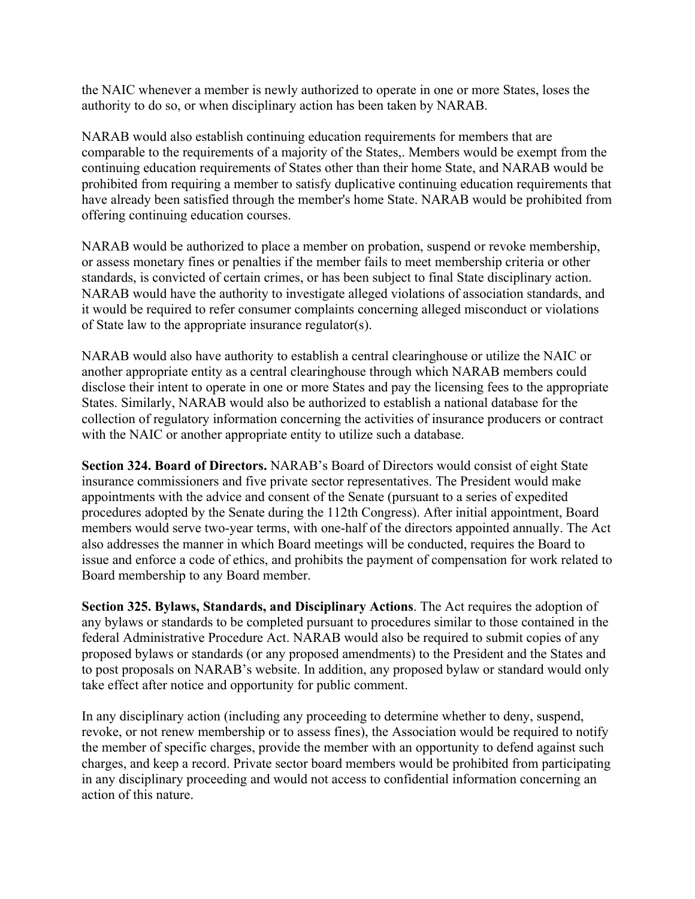the NAIC whenever a member is newly authorized to operate in one or more States, loses the authority to do so, or when disciplinary action has been taken by NARAB.

NARAB would also establish continuing education requirements for members that are comparable to the requirements of a majority of the States,. Members would be exempt from the continuing education requirements of States other than their home State, and NARAB would be prohibited from requiring a member to satisfy duplicative continuing education requirements that have already been satisfied through the member's home State. NARAB would be prohibited from offering continuing education courses.

NARAB would be authorized to place a member on probation, suspend or revoke membership, or assess monetary fines or penalties if the member fails to meet membership criteria or other standards, is convicted of certain crimes, or has been subject to final State disciplinary action. NARAB would have the authority to investigate alleged violations of association standards, and it would be required to refer consumer complaints concerning alleged misconduct or violations of State law to the appropriate insurance regulator(s).

NARAB would also have authority to establish a central clearinghouse or utilize the NAIC or another appropriate entity as a central clearinghouse through which NARAB members could disclose their intent to operate in one or more States and pay the licensing fees to the appropriate States. Similarly, NARAB would also be authorized to establish a national database for the collection of regulatory information concerning the activities of insurance producers or contract with the NAIC or another appropriate entity to utilize such a database.

**Section 324. Board of Directors.** NARAB's Board of Directors would consist of eight State insurance commissioners and five private sector representatives. The President would make appointments with the advice and consent of the Senate (pursuant to a series of expedited procedures adopted by the Senate during the 112th Congress). After initial appointment, Board members would serve two-year terms, with one-half of the directors appointed annually. The Act also addresses the manner in which Board meetings will be conducted, requires the Board to issue and enforce a code of ethics, and prohibits the payment of compensation for work related to Board membership to any Board member.

**Section 325. Bylaws, Standards, and Disciplinary Actions**. The Act requires the adoption of any bylaws or standards to be completed pursuant to procedures similar to those contained in the federal Administrative Procedure Act. NARAB would also be required to submit copies of any proposed bylaws or standards (or any proposed amendments) to the President and the States and to post proposals on NARAB's website. In addition, any proposed bylaw or standard would only take effect after notice and opportunity for public comment.

In any disciplinary action (including any proceeding to determine whether to deny, suspend, revoke, or not renew membership or to assess fines), the Association would be required to notify the member of specific charges, provide the member with an opportunity to defend against such charges, and keep a record. Private sector board members would be prohibited from participating in any disciplinary proceeding and would not access to confidential information concerning an action of this nature.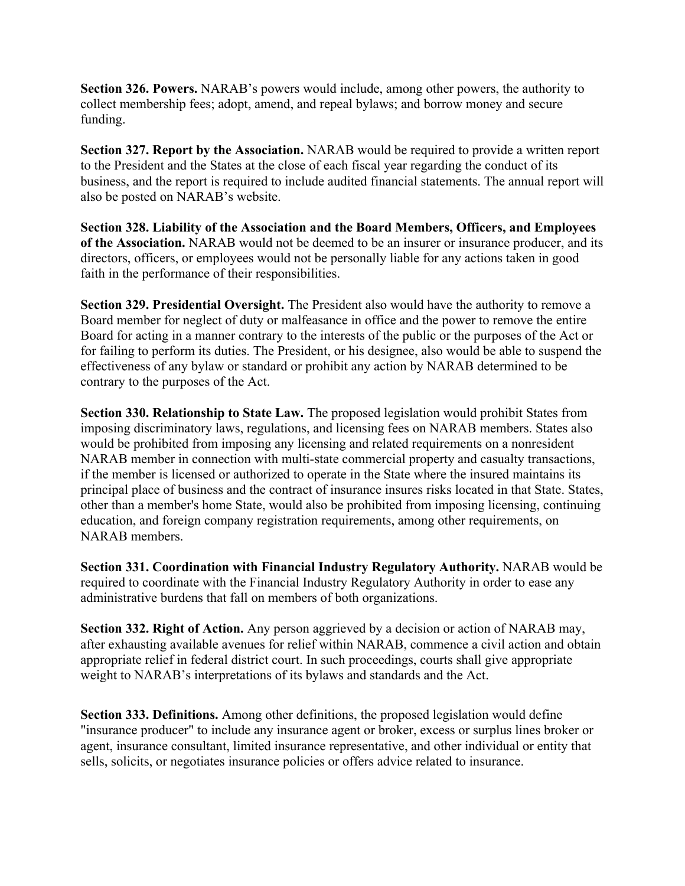**Section 326. Powers.** NARAB's powers would include, among other powers, the authority to collect membership fees; adopt, amend, and repeal bylaws; and borrow money and secure funding.

**Section 327. Report by the Association.** NARAB would be required to provide a written report to the President and the States at the close of each fiscal year regarding the conduct of its business, and the report is required to include audited financial statements. The annual report will also be posted on NARAB's website.

**Section 328. Liability of the Association and the Board Members, Officers, and Employees of the Association.** NARAB would not be deemed to be an insurer or insurance producer, and its directors, officers, or employees would not be personally liable for any actions taken in good faith in the performance of their responsibilities.

**Section 329. Presidential Oversight.** The President also would have the authority to remove a Board member for neglect of duty or malfeasance in office and the power to remove the entire Board for acting in a manner contrary to the interests of the public or the purposes of the Act or for failing to perform its duties. The President, or his designee, also would be able to suspend the effectiveness of any bylaw or standard or prohibit any action by NARAB determined to be contrary to the purposes of the Act.

**Section 330. Relationship to State Law.** The proposed legislation would prohibit States from imposing discriminatory laws, regulations, and licensing fees on NARAB members. States also would be prohibited from imposing any licensing and related requirements on a nonresident NARAB member in connection with multi-state commercial property and casualty transactions, if the member is licensed or authorized to operate in the State where the insured maintains its principal place of business and the contract of insurance insures risks located in that State. States, other than a member's home State, would also be prohibited from imposing licensing, continuing education, and foreign company registration requirements, among other requirements, on NARAB members.

**Section 331. Coordination with Financial Industry Regulatory Authority.** NARAB would be required to coordinate with the Financial Industry Regulatory Authority in order to ease any administrative burdens that fall on members of both organizations.

**Section 332. Right of Action.** Any person aggrieved by a decision or action of NARAB may, after exhausting available avenues for relief within NARAB, commence a civil action and obtain appropriate relief in federal district court. In such proceedings, courts shall give appropriate weight to NARAB's interpretations of its bylaws and standards and the Act.

**Section 333. Definitions.** Among other definitions, the proposed legislation would define "insurance producer" to include any insurance agent or broker, excess or surplus lines broker or agent, insurance consultant, limited insurance representative, and other individual or entity that sells, solicits, or negotiates insurance policies or offers advice related to insurance.